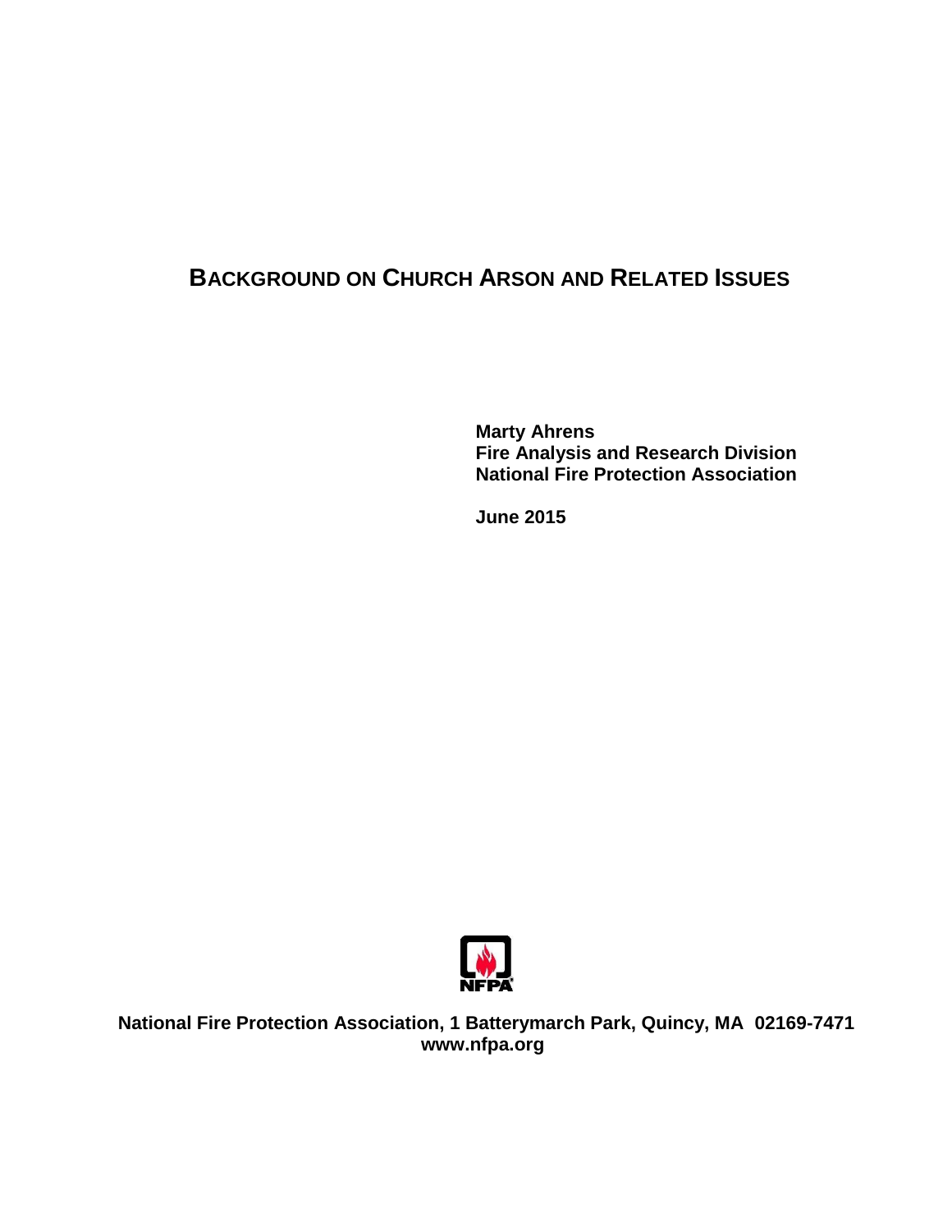# BACKGROUND ON CHURCH ARSON AND RELATED ISSUES

**Marty Ahrens**
**Fire Analysis and Research Division**
**National Fire Protection Association**

**June 2015**

**National Fire Protection Association, 1 Batterymarch Park, Quincy, MA 02169-7471**
**www.nfpa.org**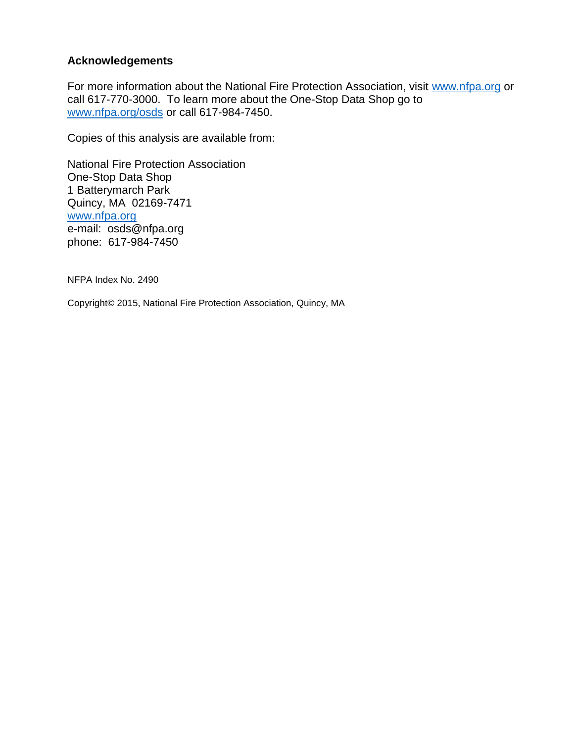## Acknowledgements

For more information about the National Fire Protection Association, visit www.nfpa.org or call 617-770-3000. To learn more about the One-Stop Data Shop go to www.nfpa.org/osds or call 617-984-7450.

Copies of this analysis are available from:

National Fire Protection Association
One-Stop Data Shop
1 Batterymarch Park
Quincy, MA 02169-7471
www.nfpa.org
e-mail: osds@nfpa.org
phone: 617-984-7450

NFPA Index No. 2490

Copyright© 2015, National Fire Protection Association, Quincy, MA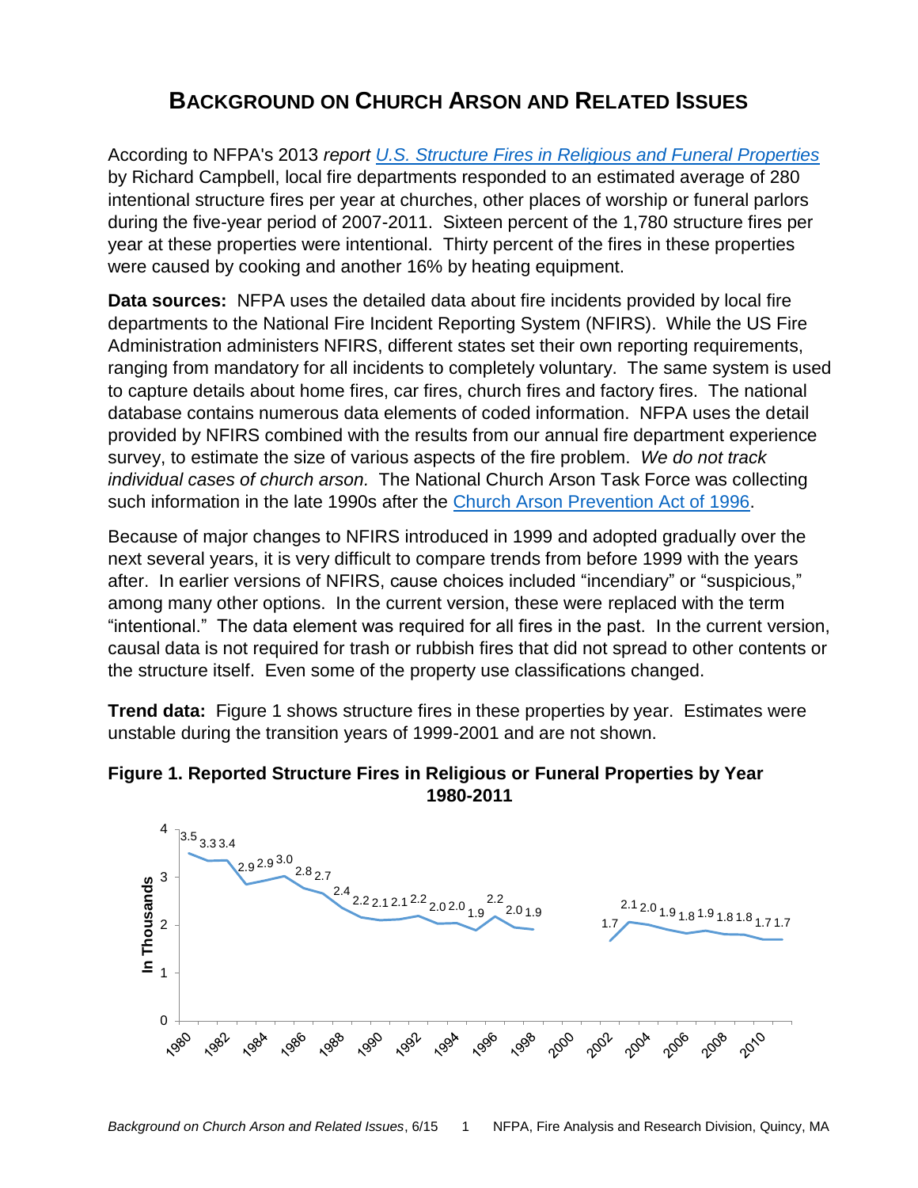# Background on Church Arson and Related Issues

According to NFPA's 2013 *report* *[U.S. Structure Fires in Religious and Funeral Properties](#)* by Richard Campbell, local fire departments responded to an estimated average of 280 intentional structure fires per year at churches, other places of worship or funeral parlors during the five-year period of 2007-2011. Sixteen percent of the 1,780 structure fires per year at these properties were intentional. Thirty percent of the fires in these properties were caused by cooking and another 16% by heating equipment.

**Data sources:** NFPA uses the detailed data about fire incidents provided by local fire departments to the National Fire Incident Reporting System (NFIRS). While the US Fire Administration administers NFIRS, different states set their own reporting requirements, ranging from mandatory for all incidents to completely voluntary. The same system is used to capture details about home fires, car fires, church fires and factory fires. The national database contains numerous data elements of coded information. NFPA uses the detail provided by NFIRS combined with the results from our annual fire department experience survey, to estimate the size of various aspects of the fire problem. *We do not track individual cases of church arson.* The National Church Arson Task Force was collecting such information in the late 1990s after the [Church Arson Prevention Act of 1996](#).

Because of major changes to NFIRS introduced in 1999 and adopted gradually over the next several years, it is very difficult to compare trends from before 1999 with the years after. In earlier versions of NFIRS, cause choices included "incendiary" or "suspicious," among many other options. In the current version, these were replaced with the term "intentional." The data element was required for all fires in the past. In the current version, causal data is not required for trash or rubbish fires that did not spread to other contents or the structure itself. Even some of the property use classifications changed.

**Trend data:** Figure 1 shows structure fires in these properties by year. Estimates were unstable during the transition years of 1999-2001 and are not shown.

**Figure 1. Reported Structure Fires in Religious or Funeral Properties by Year 1980-2011**

| Year | Fires (in thousands) |
|---|---|
| 1980 | 3.5 |
| 1981 | 3.3 |
| 1982 | 3.4 |
| 1983 | 2.9 |
| 1984 | 2.9 |
| 1985 | 3.0 |
| 1986 | 2.8 |
| 1987 | 2.7 |
| 1988 | 2.4 |
| 1989 | 2.2 |
| 1990 | 2.1 |
| 1991 | 2.1 |
| 1992 | 2.2 |
| 1993 | 2.0 |
| 1994 | 2.0 |
| 1995 | 1.9 |
| 1996 | 2.2 |
| 1997 | 2.0 |
| 1998 | 1.9 |
| 2002 | 1.7 |
| 2003 | 2.1 |
| 2004 | 2.0 |
| 2005 | 1.9 |
| 2006 | 1.8 |
| 2007 | 1.9 |
| 2008 | 1.8 |
| 2009 | 1.8 |
| 2010 | 1.7 |
| 2011 | 1.7 |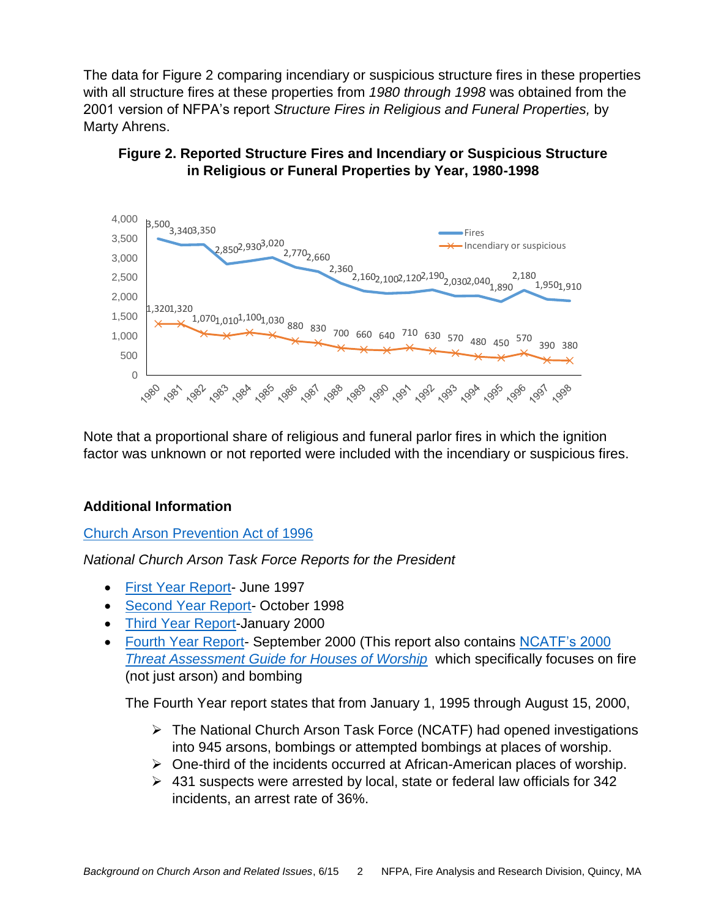The data for Figure 2 comparing incendiary or suspicious structure fires in these properties with all structure fires at these properties from *1980 through 1998* was obtained from the 2001 version of NFPA's report *Structure Fires in Religious and Funeral Properties,* by Marty Ahrens.

**Figure 2. Reported Structure Fires and Incendiary or Suspicious Structure in Religious or Funeral Properties by Year, 1980-1998**

| Year | Fires | Incendiary or suspicious |
|---|---|---|
| 1980 | 3,500 | 1,320 |
| 1981 | 3,340 | 1,320 |
| 1982 | 3,350 | 1,070 |
| 1983 | 2,850 | 1,010 |
| 1984 | 2,930 | 1,100 |
| 1985 | 3,020 | 1,030 |
| 1986 | 2,770 | 880 |
| 1987 | 2,660 | 830 |
| 1988 | 2,360 | 700 |
| 1989 | 2,160 | 660 |
| 1990 | 2,100 | 640 |
| 1991 | 2,120 | 710 |
| 1992 | 2,190 | 630 |
| 1993 | 2,030 | 570 |
| 1994 | 2,040 | 480 |
| 1995 | 1,890 | 450 |
| 1996 | 2,180 | 570 |
| 1997 | 1,950 | 390 |
| 1998 | 1,910 | 380 |

Note that a proportional share of religious and funeral parlor fires in which the ignition factor was unknown or not reported were included with the incendiary or suspicious fires.

### Additional Information

Church Arson Prevention Act of 1996

*National Church Arson Task Force Reports for the President*

- First Year Report- June 1997
- Second Year Report- October 1998
- Third Year Report-January 2000
- Fourth Year Report- September 2000 (This report also contains NCATF's 2000 *Threat Assessment Guide for Houses of Worship* which specifically focuses on fire (not just arson) and bombing

  The Fourth Year report states that from January 1, 1995 through August 15, 2000,

  - The National Church Arson Task Force (NCATF) had opened investigations into 945 arsons, bombings or attempted bombings at places of worship.
  - One-third of the incidents occurred at African-American places of worship.
  - 431 suspects were arrested by local, state or federal law officials for 342 incidents, an arrest rate of 36%.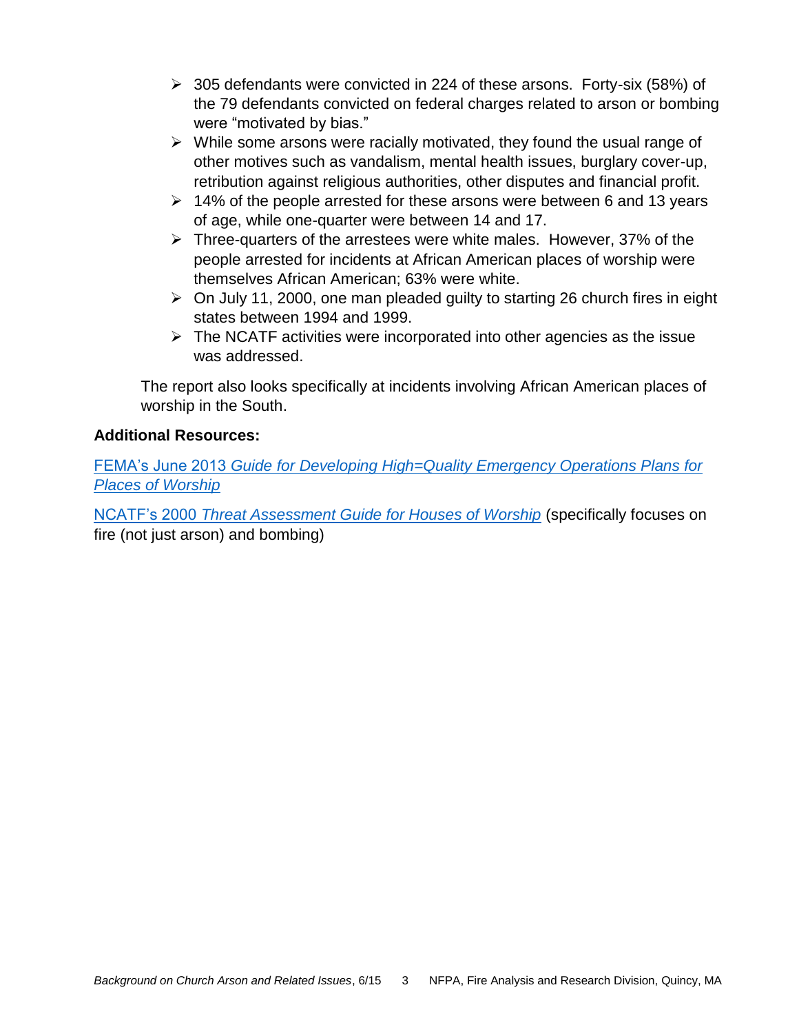- 305 defendants were convicted in 224 of these arsons. Forty-six (58%) of the 79 defendants convicted on federal charges related to arson or bombing were "motivated by bias."
- While some arsons were racially motivated, they found the usual range of other motives such as vandalism, mental health issues, burglary cover-up, retribution against religious authorities, other disputes and financial profit.
- 14% of the people arrested for these arsons were between 6 and 13 years of age, while one-quarter were between 14 and 17.
- Three-quarters of the arrestees were white males. However, 37% of the people arrested for incidents at African American places of worship were themselves African American; 63% were white.
- On July 11, 2000, one man pleaded guilty to starting 26 church fires in eight states between 1994 and 1999.
- The NCATF activities were incorporated into other agencies as the issue was addressed.

The report also looks specifically at incidents involving African American places of worship in the South.

**Additional Resources:**

FEMA's June 2013 *Guide for Developing High=Quality Emergency Operations Plans for Places of Worship*

NCATF's 2000 *Threat Assessment Guide for Houses of Worship* (specifically focuses on fire (not just arson) and bombing)